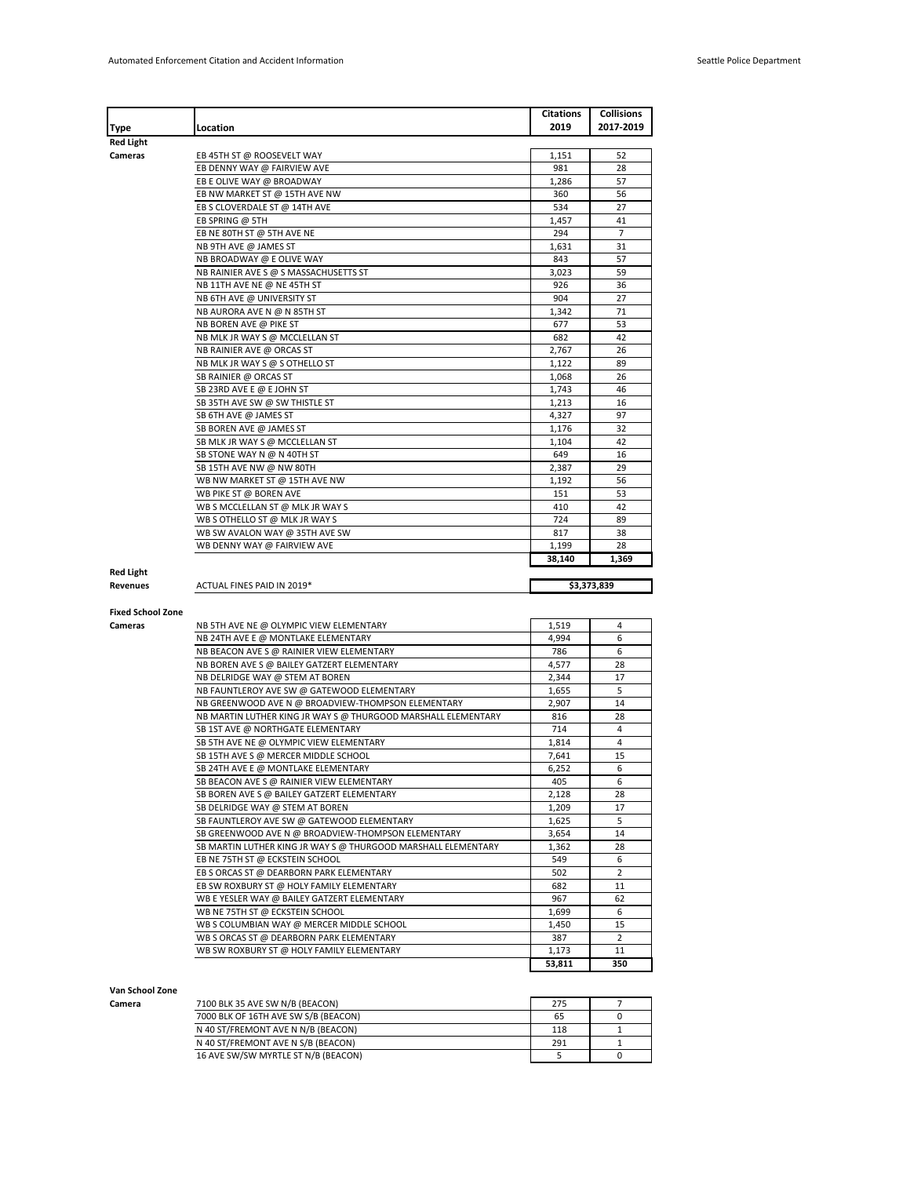| Type | Location | Citations 2019 | Collisions 2017-2019 |
|---|---|---|---|
| **Red Light Cameras** | EB 45TH ST @ ROOSEVELT WAY | 1,151 | 52 |
| | EB DENNY WAY @ FAIRVIEW AVE | 981 | 28 |
| | EB E OLIVE WAY @ BROADWAY | 1,286 | 57 |
| | EB NW MARKET ST @ 15TH AVE NW | 360 | 56 |
| | EB S CLOVERDALE ST @ 14TH AVE | 534 | 27 |
| | EB SPRING @ 5TH | 1,457 | 41 |
| | EB NE 80TH ST @ 5TH AVE NE | 294 | 7 |
| | NB 9TH AVE @ JAMES ST | 1,631 | 31 |
| | NB BROADWAY @ E OLIVE WAY | 843 | 57 |
| | NB RAINIER AVE S @ S MASSACHUSETTS ST | 3,023 | 59 |
| | NB 11TH AVE NE @ NE 45TH ST | 926 | 36 |
| | NB 6TH AVE @ UNIVERSITY ST | 904 | 27 |
| | NB AURORA AVE N @ N 85TH ST | 1,342 | 71 |
| | NB BOREN AVE @ PIKE ST | 677 | 53 |
| | NB MLK JR WAY S @ MCCLELLAN ST | 682 | 42 |
| | NB RAINIER AVE @ ORCAS ST | 2,767 | 26 |
| | NB MLK JR WAY S @ S OTHELLO ST | 1,122 | 89 |
| | SB RAINIER @ ORCAS ST | 1,068 | 26 |
| | SB 23RD AVE E @ E JOHN ST | 1,743 | 46 |
| | SB 35TH AVE SW @ SW THISTLE ST | 1,213 | 16 |
| | SB 6TH AVE @ JAMES ST | 4,327 | 97 |
| | SB BOREN AVE @ JAMES ST | 1,176 | 32 |
| | SB MLK JR WAY S @ MCCLELLAN ST | 1,104 | 42 |
| | SB STONE WAY N @ N 40TH ST | 649 | 16 |
| | SB 15TH AVE NW @ NW 80TH | 2,387 | 29 |
| | WB NW MARKET ST @ 15TH AVE NW | 1,192 | 56 |
| | WB PIKE ST @ BOREN AVE | 151 | 53 |
| | WB S MCCLELLAN ST @ MLK JR WAY S | 410 | 42 |
| | WB S OTHELLO ST @ MLK JR WAY S | 724 | 89 |
| | WB SW AVALON WAY @ 35TH AVE SW | 817 | 38 |
| | WB DENNY WAY @ FAIRVIEW AVE | 1,199 | 28 |
| | | **38,140** | **1,369** |
| **Red Light Revenues** | ACTUAL FINES PAID IN 2019* | **$3,373,839** | |
| **Fixed School Zone Cameras** | NB 5TH AVE NE @ OLYMPIC VIEW ELEMENTARY | 1,519 | 4 |
| | NB 24TH AVE E @ MONTLAKE ELEMENTARY | 4,994 | 6 |
| | NB BEACON AVE S @ RAINIER VIEW ELEMENTARY | 786 | 6 |
| | NB BOREN AVE S @ BAILEY GATZERT ELEMENTARY | 4,577 | 28 |
| | NB DELRIDGE WAY @ STEM AT BOREN | 2,344 | 17 |
| | NB FAUNTLEROY AVE SW @ GATEWOOD ELEMENTARY | 1,655 | 5 |
| | NB GREENWOOD AVE N @ BROADVIEW-THOMPSON ELEMENTARY | 2,907 | 14 |
| | NB MARTIN LUTHER KING JR WAY S @ THURGOOD MARSHALL ELEMENTARY | 816 | 28 |
| | SB 1ST AVE @ NORTHGATE ELEMENTARY | 714 | 4 |
| | SB 5TH AVE NE @ OLYMPIC VIEW ELEMENTARY | 1,814 | 4 |
| | SB 15TH AVE S @ MERCER MIDDLE SCHOOL | 7,641 | 15 |
| | SB 24TH AVE E @ MONTLAKE ELEMENTARY | 6,252 | 6 |
| | SB BEACON AVE S @ RAINIER VIEW ELEMENTARY | 405 | 6 |
| | SB BOREN AVE S @ BAILEY GATZERT ELEMENTARY | 2,128 | 28 |
| | SB DELRIDGE WAY @ STEM AT BOREN | 1,209 | 17 |
| | SB FAUNTLEROY AVE SW @ GATEWOOD ELEMENTARY | 1,625 | 5 |
| | SB GREENWOOD AVE N @ BROADVIEW-THOMPSON ELEMENTARY | 3,654 | 14 |
| | SB MARTIN LUTHER KING JR WAY S @ THURGOOD MARSHALL ELEMENTARY | 1,362 | 28 |
| | EB NE 75TH ST @ ECKSTEIN SCHOOL | 549 | 6 |
| | EB S ORCAS ST @ DEARBORN PARK ELEMENTARY | 502 | 2 |
| | EB SW ROXBURY ST @ HOLY FAMILY ELEMENTARY | 682 | 11 |
| | WB E YESLER WAY @ BAILEY GATZERT ELEMENTARY | 967 | 62 |
| | WB NE 75TH ST @ ECKSTEIN SCHOOL | 1,699 | 6 |
| | WB S COLUMBIAN WAY @ MERCER MIDDLE SCHOOL | 1,450 | 15 |
| | WB S ORCAS ST @ DEARBORN PARK ELEMENTARY | 387 | 2 |
| | WB SW ROXBURY ST @ HOLY FAMILY ELEMENTARY | 1,173 | 11 |
| | | **53,811** | **350** |
| **Van School Zone Camera** | 7100 BLK 35 AVE SW N/B (BEACON) | 275 | 7 |
| | 7000 BLK OF 16TH AVE SW S/B (BEACON) | 65 | 0 |
| | N 40 ST/FREMONT AVE N N/B (BEACON) | 118 | 1 |
| | N 40 ST/FREMONT AVE N S/B (BEACON) | 291 | 1 |
| | 16 AVE SW/SW MYRTLE ST N/B (BEACON) | 5 | 0 |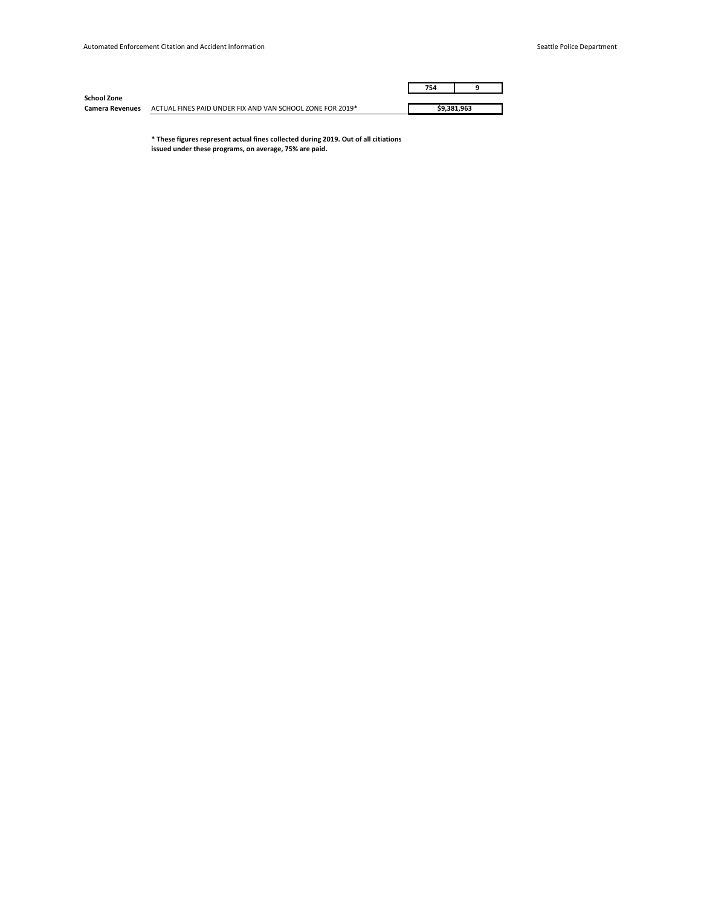| | | | |
|---|---|---|---|
| | | 754 | 9 |
| **School Zone Camera Revenues** | ACTUAL FINES PAID UNDER FIX AND VAN SCHOOL ZONE FOR 2019* | **$9,381,963** | |

**\* These figures represent actual fines collected during 2019. Out of all citiations issued under these programs, on average, 75% are paid.**